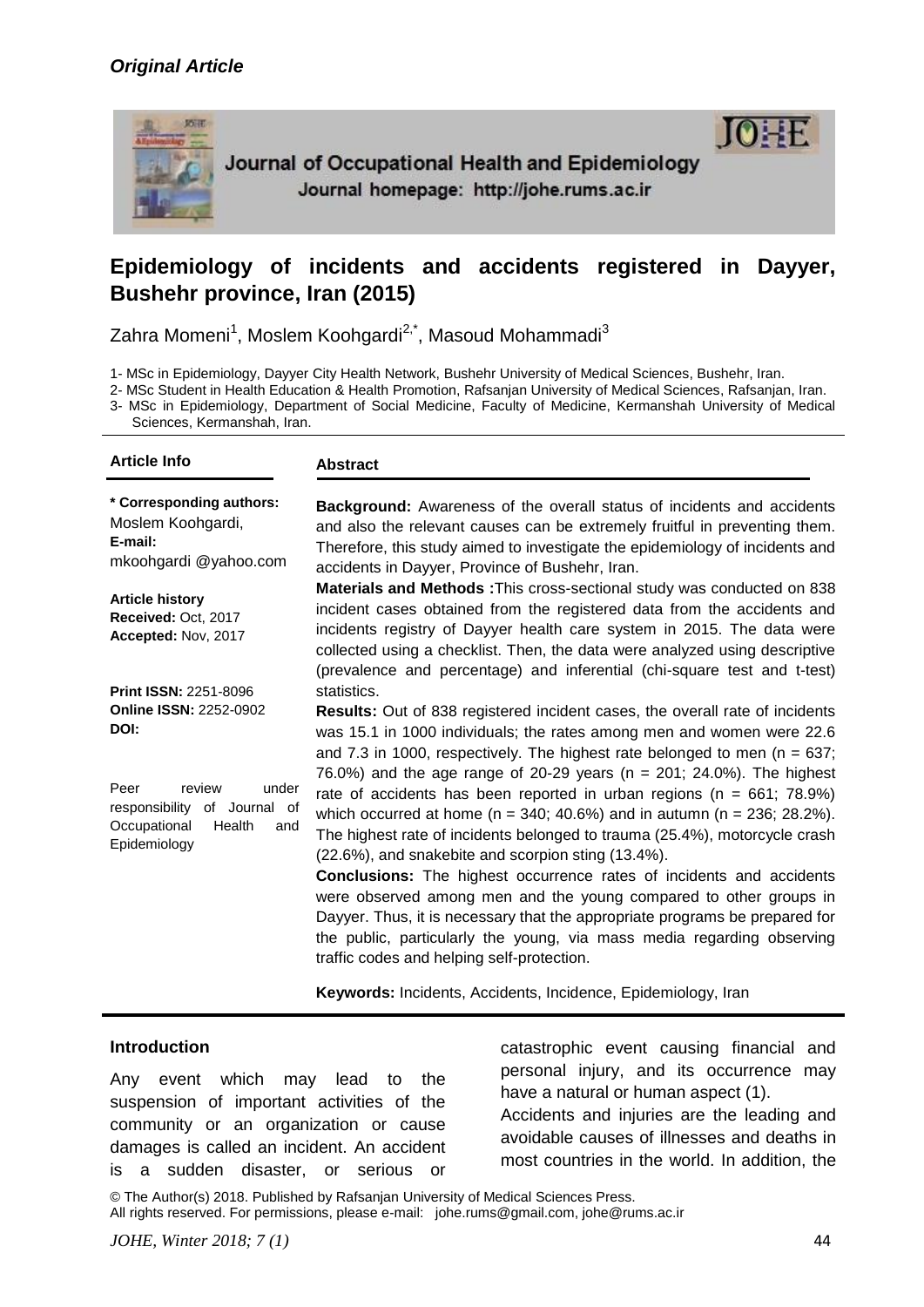*Original Article*

Journal of Occupational Health and Epidemiology
Journal homepage: http://johe.rums.ac.ir

# Epidemiology of incidents and accidents registered in Dayyer, Bushehr province, Iran (2015)

Zahra Momeni[1], Moslem Koohgardi[2,*], Masoud Mohammadi[3]

1- MSc in Epidemiology, Dayyer City Health Network, Bushehr University of Medical Sciences, Bushehr, Iran.
2- MSc Student in Health Education & Health Promotion, Rafsanjan University of Medical Sciences, Rafsanjan, Iran.
3- MSc in Epidemiology, Department of Social Medicine, Faculty of Medicine, Kermanshah University of Medical Sciences, Kermanshah, Iran.

**Article Info**

**\* Corresponding authors:**
Moslem Koohgardi,
**E-mail:**
mkoohgardi @yahoo.com

**Article history**
**Received:** Oct, 2017
**Accepted:** Nov, 2017

**Print ISSN:** 2251-8096
**Online ISSN:** 2252-0902
**DOI:**

Peer review under responsibility of Journal of Occupational Health and Epidemiology

**Abstract**

**Background:** Awareness of the overall status of incidents and accidents and also the relevant causes can be extremely fruitful in preventing them. Therefore, this study aimed to investigate the epidemiology of incidents and accidents in Dayyer, Province of Bushehr, Iran.

**Materials and Methods :**This cross-sectional study was conducted on 838 incident cases obtained from the registered data from the accidents and incidents registry of Dayyer health care system in 2015. The data were collected using a checklist. Then, the data were analyzed using descriptive (prevalence and percentage) and inferential (chi-square test and t-test) statistics.

**Results:** Out of 838 registered incident cases, the overall rate of incidents was 15.1 in 1000 individuals; the rates among men and women were 22.6 and 7.3 in 1000, respectively. The highest rate belonged to men (n = 637; 76.0%) and the age range of 20-29 years (n = 201; 24.0%). The highest rate of accidents has been reported in urban regions (n = 661; 78.9%) which occurred at home (n = 340; 40.6%) and in autumn (n = 236; 28.2%). The highest rate of incidents belonged to trauma (25.4%), motorcycle crash (22.6%), and snakebite and scorpion sting (13.4%).

**Conclusions:** The highest occurrence rates of incidents and accidents were observed among men and the young compared to other groups in Dayyer. Thus, it is necessary that the appropriate programs be prepared for the public, particularly the young, via mass media regarding observing traffic codes and helping self-protection.

**Keywords:** Incidents, Accidents, Incidence, Epidemiology, Iran

## Introduction

Any event which may lead to the suspension of important activities of the community or an organization or cause damages is called an incident. An accident is a sudden disaster, or serious or catastrophic event causing financial and personal injury, and its occurrence may have a natural or human aspect (1).

Accidents and injuries are the leading and avoidable causes of illnesses and deaths in most countries in the world. In addition, the

© The Author(s) 2018. Published by Rafsanjan University of Medical Sciences Press.
All rights reserved. For permissions, please e-mail: johe.rums@gmail.com, johe@rums.ac.ir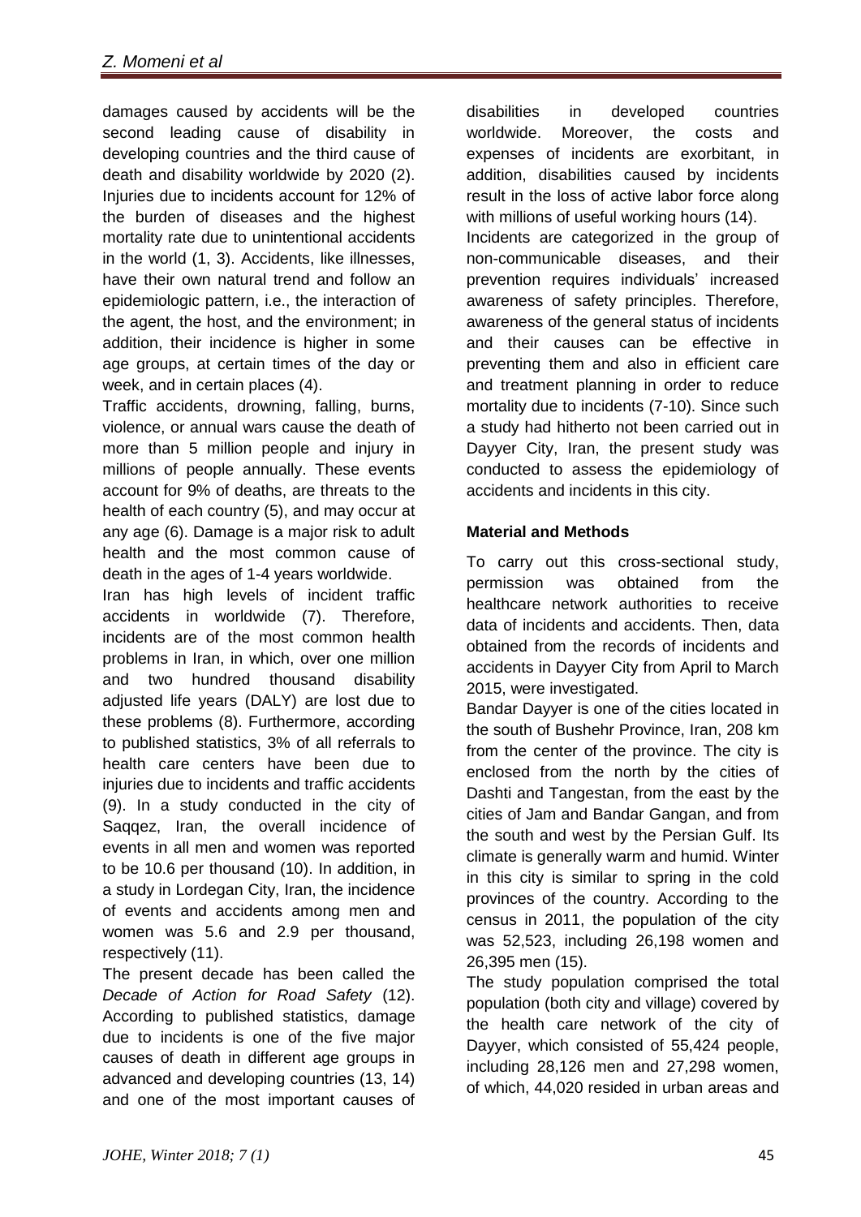damages caused by accidents will be the second leading cause of disability in developing countries and the third cause of death and disability worldwide by 2020 (2). Injuries due to incidents account for 12% of the burden of diseases and the highest mortality rate due to unintentional accidents in the world (1, 3). Accidents, like illnesses, have their own natural trend and follow an epidemiologic pattern, i.e., the interaction of the agent, the host, and the environment; in addition, their incidence is higher in some age groups, at certain times of the day or week, and in certain places (4).

Traffic accidents, drowning, falling, burns, violence, or annual wars cause the death of more than 5 million people and injury in millions of people annually. These events account for 9% of deaths, are threats to the health of each country (5), and may occur at any age (6). Damage is a major risk to adult health and the most common cause of death in the ages of 1-4 years worldwide.

Iran has high levels of incident traffic accidents in worldwide (7). Therefore, incidents are of the most common health problems in Iran, in which, over one million and two hundred thousand disability adjusted life years (DALY) are lost due to these problems (8). Furthermore, according to published statistics, 3% of all referrals to health care centers have been due to injuries due to incidents and traffic accidents (9). In a study conducted in the city of Saqqez, Iran, the overall incidence of events in all men and women was reported to be 10.6 per thousand (10). In addition, in a study in Lordegan City, Iran, the incidence of events and accidents among men and women was 5.6 and 2.9 per thousand, respectively (11).

The present decade has been called the *Decade of Action for Road Safety* (12). According to published statistics, damage due to incidents is one of the five major causes of death in different age groups in advanced and developing countries (13, 14) and one of the most important causes of disabilities in developed countries worldwide. Moreover, the costs and expenses of incidents are exorbitant, in addition, disabilities caused by incidents result in the loss of active labor force along with millions of useful working hours (14).

Incidents are categorized in the group of non-communicable diseases, and their prevention requires individuals' increased awareness of safety principles. Therefore, awareness of the general status of incidents and their causes can be effective in preventing them and also in efficient care and treatment planning in order to reduce mortality due to incidents (7-10). Since such a study had hitherto not been carried out in Dayyer City, Iran, the present study was conducted to assess the epidemiology of accidents and incidents in this city.

## Material and Methods

To carry out this cross-sectional study, permission was obtained from the healthcare network authorities to receive data of incidents and accidents. Then, data obtained from the records of incidents and accidents in Dayyer City from April to March 2015, were investigated.

Bandar Dayyer is one of the cities located in the south of Bushehr Province, Iran, 208 km from the center of the province. The city is enclosed from the north by the cities of Dashti and Tangestan, from the east by the cities of Jam and Bandar Gangan, and from the south and west by the Persian Gulf. Its climate is generally warm and humid. Winter in this city is similar to spring in the cold provinces of the country. According to the census in 2011, the population of the city was 52,523, including 26,198 women and 26,395 men (15).

The study population comprised the total population (both city and village) covered by the health care network of the city of Dayyer, which consisted of 55,424 people, including 28,126 men and 27,298 women, of which, 44,020 resided in urban areas and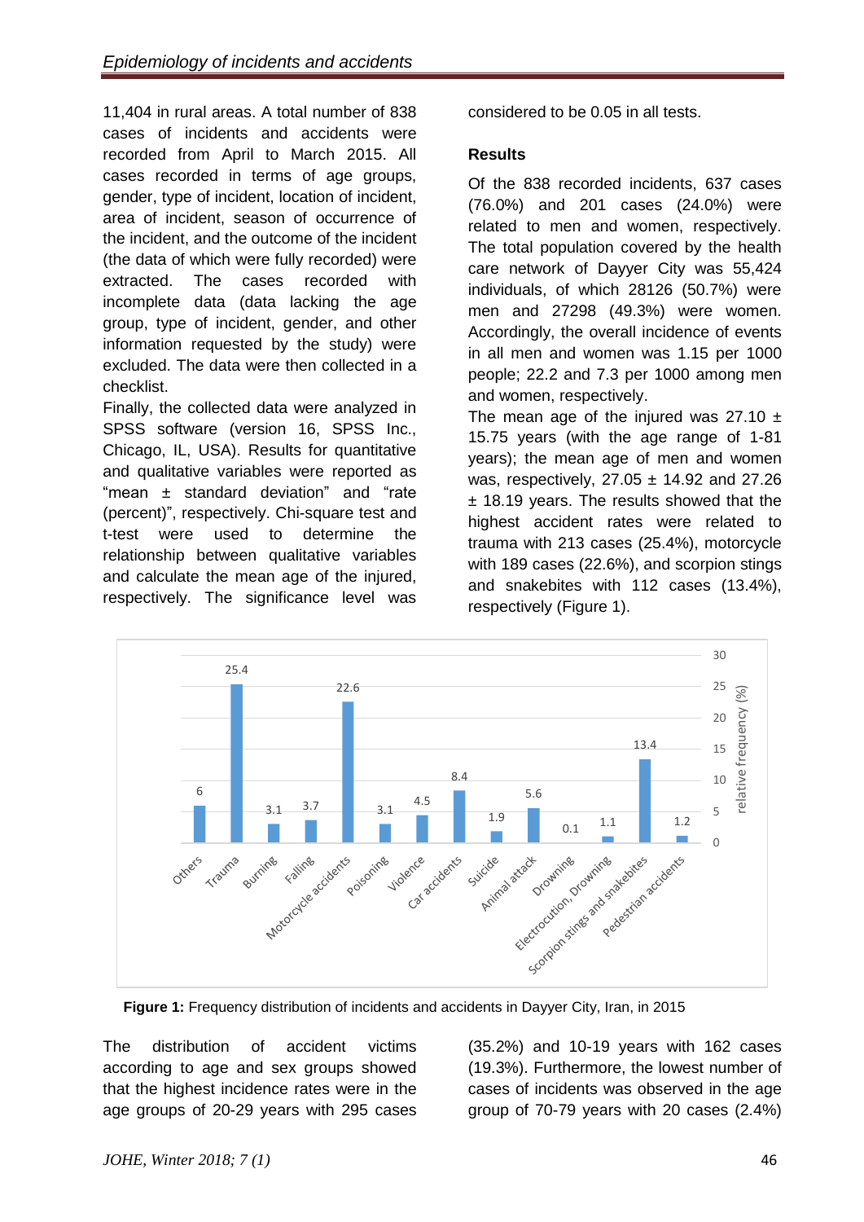11,404 in rural areas. A total number of 838 cases of incidents and accidents were recorded from April to March 2015. All cases recorded in terms of age groups, gender, type of incident, location of incident, area of incident, season of occurrence of the incident, and the outcome of the incident (the data of which were fully recorded) were extracted. The cases recorded with incomplete data (data lacking the age group, type of incident, gender, and other information requested by the study) were excluded. The data were then collected in a checklist.

Finally, the collected data were analyzed in SPSS software (version 16, SPSS Inc., Chicago, IL, USA). Results for quantitative and qualitative variables were reported as "mean ± standard deviation" and "rate (percent)", respectively. Chi-square test and t-test were used to determine the relationship between qualitative variables and calculate the mean age of the injured, respectively. The significance level was considered to be 0.05 in all tests.

## Results

Of the 838 recorded incidents, 637 cases (76.0%) and 201 cases (24.0%) were related to men and women, respectively. The total population covered by the health care network of Dayyer City was 55,424 individuals, of which 28126 (50.7%) were men and 27298 (49.3%) were women. Accordingly, the overall incidence of events in all men and women was 1.15 per 1000 people; 22.2 and 7.3 per 1000 among men and women, respectively.

The mean age of the injured was 27.10 ± 15.75 years (with the age range of 1-81 years); the mean age of men and women was, respectively, 27.05 ± 14.92 and 27.26 ± 18.19 years. The results showed that the highest accident rates were related to trauma with 213 cases (25.4%), motorcycle with 189 cases (22.6%), and scorpion stings and snakebites with 112 cases (13.4%), respectively (Figure 1).

| Type | Relative frequency (%) |
|---|---|
| Others | 6 |
| Trauma | 25.4 |
| Burning | 3.1 |
| Falling | 3.7 |
| Motorcycle accidents | 22.6 |
| Poisoning | 3.1 |
| Violence | 4.5 |
| Car accidents | 8.4 |
| Suicide | 1.9 |
| Animal attack | 5.6 |
| Drowning | 0.1 |
| Electrocution, Drowning | 1.1 |
| Scorpion stings and snakebites | 13.4 |
| Pedestrian accidents | 1.2 |

**Figure 1:** Frequency distribution of incidents and accidents in Dayyer City, Iran, in 2015

The distribution of accident victims according to age and sex groups showed that the highest incidence rates were in the age groups of 20-29 years with 295 cases (35.2%) and 10-19 years with 162 cases (19.3%). Furthermore, the lowest number of cases of incidents was observed in the age group of 70-79 years with 20 cases (2.4%)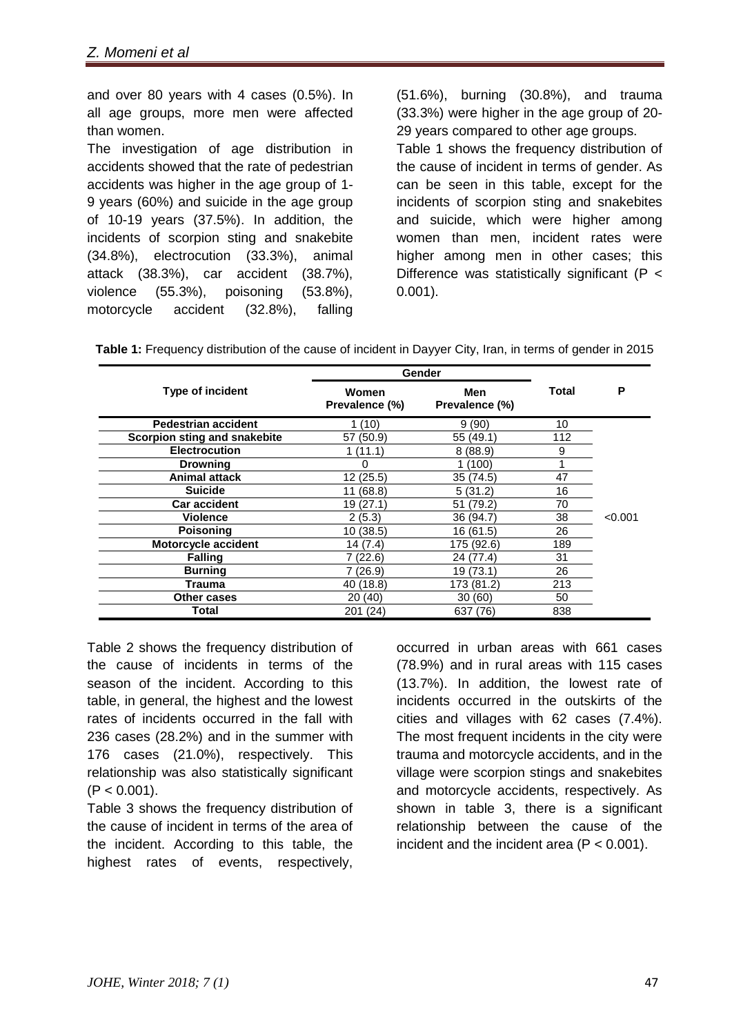and over 80 years with 4 cases (0.5%). In all age groups, more men were affected than women.

The investigation of age distribution in accidents showed that the rate of pedestrian accidents was higher in the age group of 1-9 years (60%) and suicide in the age group of 10-19 years (37.5%). In addition, the incidents of scorpion sting and snakebite (34.8%), electrocution (33.3%), animal attack (38.3%), car accident (38.7%), violence (55.3%), poisoning (53.8%), motorcycle accident (32.8%), falling (51.6%), burning (30.8%), and trauma (33.3%) were higher in the age group of 20-29 years compared to other age groups.

Table 1 shows the frequency distribution of the cause of incident in terms of gender. As can be seen in this table, except for the incidents of scorpion sting and snakebites and suicide, which were higher among women than men, incident rates were higher among men in other cases; this Difference was statistically significant (P < 0.001).

**Table 1:** Frequency distribution of the cause of incident in Dayyer City, Iran, in terms of gender in 2015

| Type of incident | Gender | | Total | P |
|---|---|---|---|---|
| | Women Prevalence (%) | Men Prevalence (%) | | |
| **Pedestrian accident** | 1 (10) | 9 (90) | 10 | <0.001 |
| **Scorpion sting and snakebite** | 57 (50.9) | 55 (49.1) | 112 | |
| **Electrocution** | 1 (11.1) | 8 (88.9) | 9 | |
| **Drowning** | 0 | 1 (100) | 1 | |
| **Animal attack** | 12 (25.5) | 35 (74.5) | 47 | |
| **Suicide** | 11 (68.8) | 5 (31.2) | 16 | |
| **Car accident** | 19 (27.1) | 51 (79.2) | 70 | |
| **Violence** | 2 (5.3) | 36 (94.7) | 38 | |
| **Poisoning** | 10 (38.5) | 16 (61.5) | 26 | |
| **Motorcycle accident** | 14 (7.4) | 175 (92.6) | 189 | |
| **Falling** | 7 (22.6) | 24 (77.4) | 31 | |
| **Burning** | 7 (26.9) | 19 (73.1) | 26 | |
| **Trauma** | 40 (18.8) | 173 (81.2) | 213 | |
| **Other cases** | 20 (40) | 30 (60) | 50 | |
| **Total** | 201 (24) | 637 (76) | 838 | |

Table 2 shows the frequency distribution of the cause of incidents in terms of the season of the incident. According to this table, in general, the highest and the lowest rates of incidents occurred in the fall with 236 cases (28.2%) and in the summer with 176 cases (21.0%), respectively. This relationship was also statistically significant (P < 0.001).

Table 3 shows the frequency distribution of the cause of incident in terms of the area of the incident. According to this table, the highest rates of events, respectively, occurred in urban areas with 661 cases (78.9%) and in rural areas with 115 cases (13.7%). In addition, the lowest rate of incidents occurred in the outskirts of the cities and villages with 62 cases (7.4%). The most frequent incidents in the city were trauma and motorcycle accidents, and in the village were scorpion stings and snakebites and motorcycle accidents, respectively. As shown in table 3, there is a significant relationship between the cause of the incident and the incident area (P < 0.001).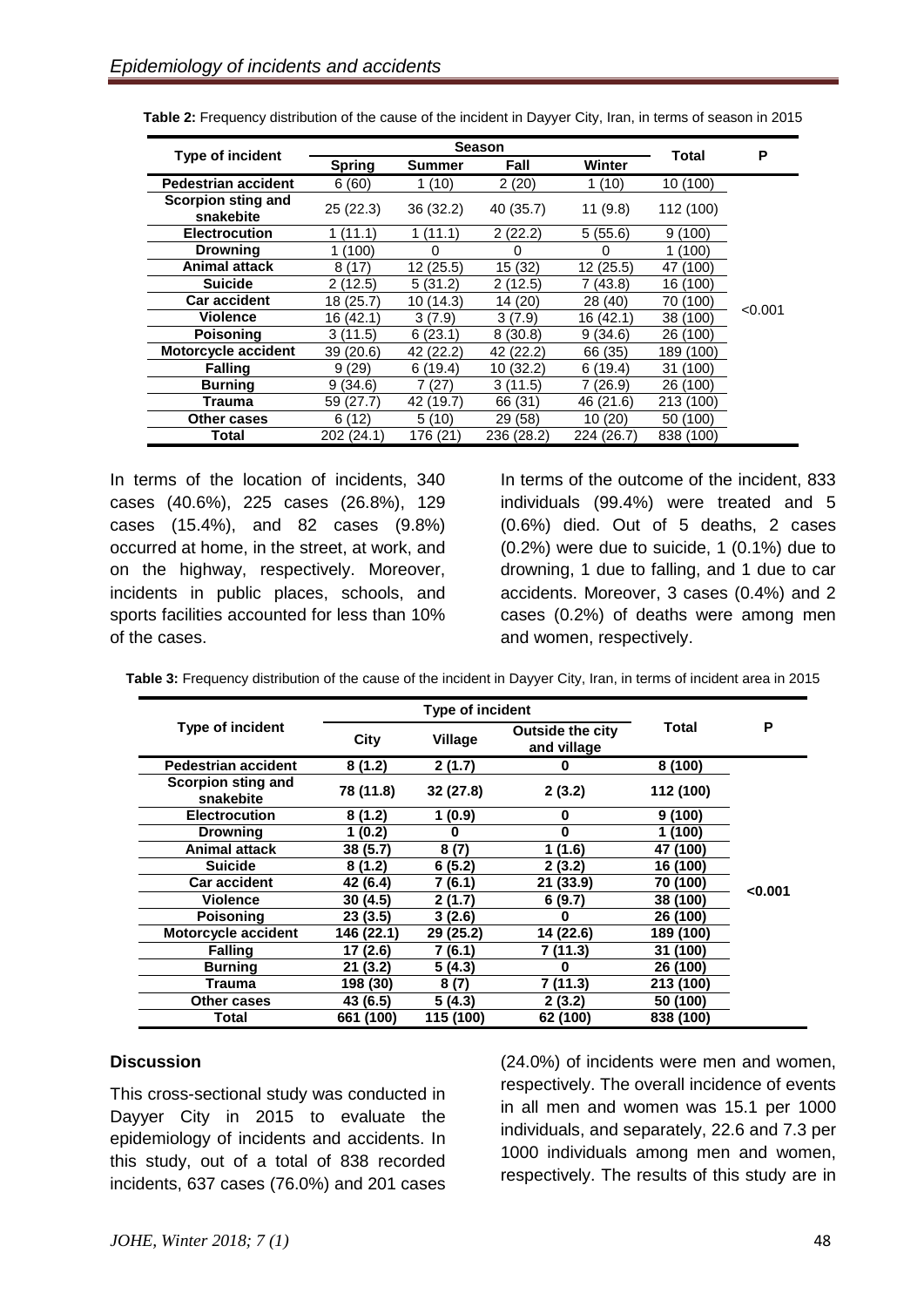**Table 2:** Frequency distribution of the cause of the incident in Dayyer City, Iran, in terms of season in 2015

| Type of incident | Season | | | | Total | P |
|---|---|---|---|---|---|---|
| | Spring | Summer | Fall | Winter | | |
| Pedestrian accident | 6 (60) | 1 (10) | 2 (20) | 1 (10) | 10 (100) | <0.001 |
| Scorpion sting and snakebite | 25 (22.3) | 36 (32.2) | 40 (35.7) | 11 (9.8) | 112 (100) | |
| Electrocution | 1 (11.1) | 1 (11.1) | 2 (22.2) | 5 (55.6) | 9 (100) | |
| Drowning | 1 (100) | 0 | 0 | 0 | 1 (100) | |
| Animal attack | 8 (17) | 12 (25.5) | 15 (32) | 12 (25.5) | 47 (100) | |
| Suicide | 2 (12.5) | 5 (31.2) | 2 (12.5) | 7 (43.8) | 16 (100) | |
| Car accident | 18 (25.7) | 10 (14.3) | 14 (20) | 28 (40) | 70 (100) | |
| Violence | 16 (42.1) | 3 (7.9) | 3 (7.9) | 16 (42.1) | 38 (100) | |
| Poisoning | 3 (11.5) | 6 (23.1) | 8 (30.8) | 9 (34.6) | 26 (100) | |
| Motorcycle accident | 39 (20.6) | 42 (22.2) | 42 (22.2) | 66 (35) | 189 (100) | |
| Falling | 9 (29) | 6 (19.4) | 10 (32.2) | 6 (19.4) | 31 (100) | |
| Burning | 9 (34.6) | 7 (27) | 3 (11.5) | 7 (26.9) | 26 (100) | |
| Trauma | 59 (27.7) | 42 (19.7) | 66 (31) | 46 (21.6) | 213 (100) | |
| Other cases | 6 (12) | 5 (10) | 29 (58) | 10 (20) | 50 (100) | |
| Total | 202 (24.1) | 176 (21) | 236 (28.2) | 224 (26.7) | 838 (100) | |

In terms of the location of incidents, 340 cases (40.6%), 225 cases (26.8%), 129 cases (15.4%), and 82 cases (9.8%) occurred at home, in the street, at work, and on the highway, respectively. Moreover, incidents in public places, schools, and sports facilities accounted for less than 10% of the cases.

In terms of the outcome of the incident, 833 individuals (99.4%) were treated and 5 (0.6%) died. Out of 5 deaths, 2 cases (0.2%) were due to suicide, 1 (0.1%) due to drowning, 1 due to falling, and 1 due to car accidents. Moreover, 3 cases (0.4%) and 2 cases (0.2%) of deaths were among men and women, respectively.

**Table 3:** Frequency distribution of the cause of the incident in Dayyer City, Iran, in terms of incident area in 2015

| Type of incident | Type of incident | | | Total | P |
|---|---|---|---|---|---|
| | City | Village | Outside the city and village | | |
| **Pedestrian accident** | **8 (1.2)** | **2 (1.7)** | **0** | **8 (100)** | **<0.001** |
| **Scorpion sting and snakebite** | **78 (11.8)** | **32 (27.8)** | **2 (3.2)** | **112 (100)** | |
| **Electrocution** | **8 (1.2)** | **1 (0.9)** | **0** | **9 (100)** | |
| **Drowning** | **1 (0.2)** | **0** | **0** | **1 (100)** | |
| **Animal attack** | **38 (5.7)** | **8 (7)** | **1 (1.6)** | **47 (100)** | |
| **Suicide** | **8 (1.2)** | **6 (5.2)** | **2 (3.2)** | **16 (100)** | |
| **Car accident** | **42 (6.4)** | **7 (6.1)** | **21 (33.9)** | **70 (100)** | |
| **Violence** | **30 (4.5)** | **2 (1.7)** | **6 (9.7)** | **38 (100)** | |
| **Poisoning** | **23 (3.5)** | **3 (2.6)** | **0** | **26 (100)** | |
| **Motorcycle accident** | **146 (22.1)** | **29 (25.2)** | **14 (22.6)** | **189 (100)** | |
| **Falling** | **17 (2.6)** | **7 (6.1)** | **7 (11.3)** | **31 (100)** | |
| **Burning** | **21 (3.2)** | **5 (4.3)** | **0** | **26 (100)** | |
| **Trauma** | **198 (30)** | **8 (7)** | **7 (11.3)** | **213 (100)** | |
| **Other cases** | **43 (6.5)** | **5 (4.3)** | **2 (3.2)** | **50 (100)** | |
| **Total** | **661 (100)** | **115 (100)** | **62 (100)** | **838 (100)** | |

## Discussion

This cross-sectional study was conducted in Dayyer City in 2015 to evaluate the epidemiology of incidents and accidents. In this study, out of a total of 838 recorded incidents, 637 cases (76.0%) and 201 cases (24.0%) of incidents were men and women, respectively. The overall incidence of events in all men and women was 15.1 per 1000 individuals, and separately, 22.6 and 7.3 per 1000 individuals among men and women, respectively. The results of this study are in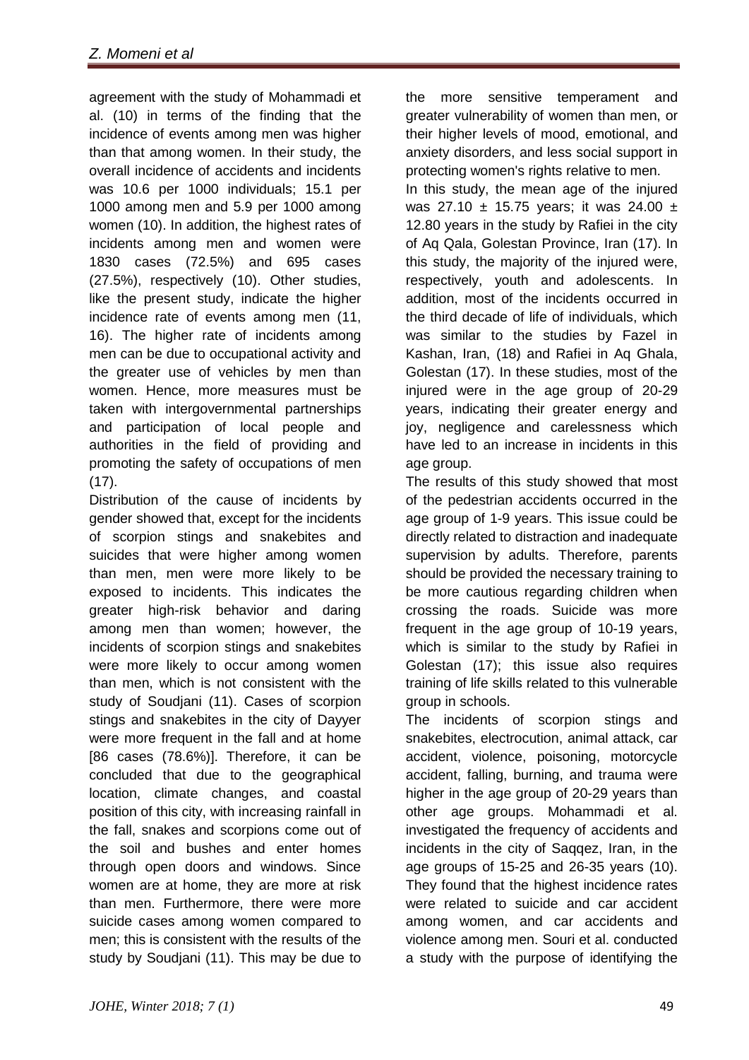agreement with the study of Mohammadi et al. (10) in terms of the finding that the incidence of events among men was higher than that among women. In their study, the overall incidence of accidents and incidents was 10.6 per 1000 individuals; 15.1 per 1000 among men and 5.9 per 1000 among women (10). In addition, the highest rates of incidents among men and women were 1830 cases (72.5%) and 695 cases (27.5%), respectively (10). Other studies, like the present study, indicate the higher incidence rate of events among men (11, 16). The higher rate of incidents among men can be due to occupational activity and the greater use of vehicles by men than women. Hence, more measures must be taken with intergovernmental partnerships and participation of local people and authorities in the field of providing and promoting the safety of occupations of men (17).

Distribution of the cause of incidents by gender showed that, except for the incidents of scorpion stings and snakebites and suicides that were higher among women than men, men were more likely to be exposed to incidents. This indicates the greater high-risk behavior and daring among men than women; however, the incidents of scorpion stings and snakebites were more likely to occur among women than men, which is not consistent with the study of Soudjani (11). Cases of scorpion stings and snakebites in the city of Dayyer were more frequent in the fall and at home [86 cases (78.6%)]. Therefore, it can be concluded that due to the geographical location, climate changes, and coastal position of this city, with increasing rainfall in the fall, snakes and scorpions come out of the soil and bushes and enter homes through open doors and windows. Since women are at home, they are more at risk than men. Furthermore, there were more suicide cases among women compared to men; this is consistent with the results of the study by Soudjani (11). This may be due to the more sensitive temperament and greater vulnerability of women than men, or their higher levels of mood, emotional, and anxiety disorders, and less social support in protecting women's rights relative to men.

In this study, the mean age of the injured was 27.10 ± 15.75 years; it was 24.00 ± 12.80 years in the study by Rafiei in the city of Aq Qala, Golestan Province, Iran (17). In this study, the majority of the injured were, respectively, youth and adolescents. In addition, most of the incidents occurred in the third decade of life of individuals, which was similar to the studies by Fazel in Kashan, Iran, (18) and Rafiei in Aq Ghala, Golestan (17). In these studies, most of the injured were in the age group of 20-29 years, indicating their greater energy and joy, negligence and carelessness which have led to an increase in incidents in this age group.

The results of this study showed that most of the pedestrian accidents occurred in the age group of 1-9 years. This issue could be directly related to distraction and inadequate supervision by adults. Therefore, parents should be provided the necessary training to be more cautious regarding children when crossing the roads. Suicide was more frequent in the age group of 10-19 years, which is similar to the study by Rafiei in Golestan (17); this issue also requires training of life skills related to this vulnerable group in schools.

The incidents of scorpion stings and snakebites, electrocution, animal attack, car accident, violence, poisoning, motorcycle accident, falling, burning, and trauma were higher in the age group of 20-29 years than other age groups. Mohammadi et al. investigated the frequency of accidents and incidents in the city of Saqqez, Iran, in the age groups of 15-25 and 26-35 years (10). They found that the highest incidence rates were related to suicide and car accident among women, and car accidents and violence among men. Souri et al. conducted a study with the purpose of identifying the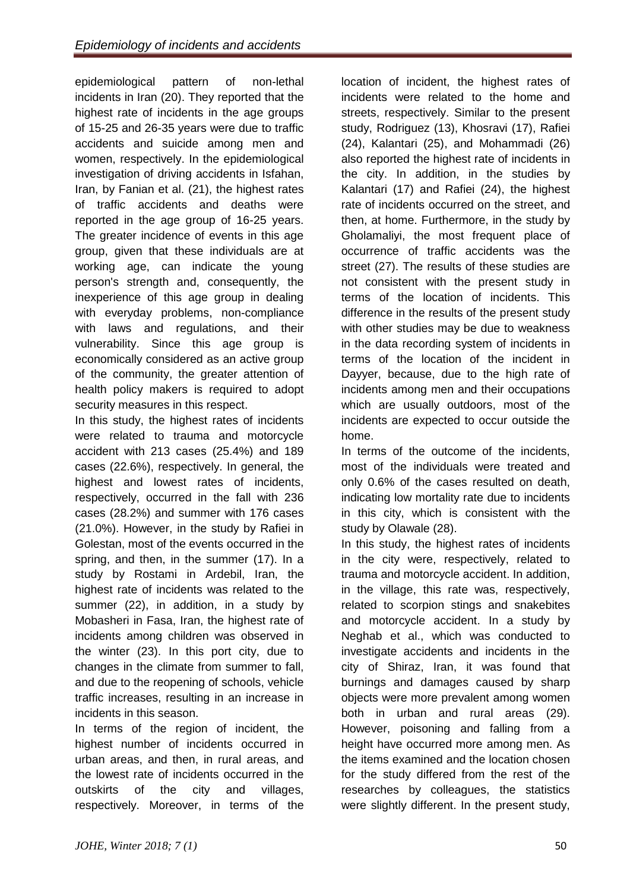epidemiological pattern of non-lethal incidents in Iran (20). They reported that the highest rate of incidents in the age groups of 15-25 and 26-35 years were due to traffic accidents and suicide among men and women, respectively. In the epidemiological investigation of driving accidents in Isfahan, Iran, by Fanian et al. (21), the highest rates of traffic accidents and deaths were reported in the age group of 16-25 years. The greater incidence of events in this age group, given that these individuals are at working age, can indicate the young person's strength and, consequently, the inexperience of this age group in dealing with everyday problems, non-compliance with laws and regulations, and their vulnerability. Since this age group is economically considered as an active group of the community, the greater attention of health policy makers is required to adopt security measures in this respect.

In this study, the highest rates of incidents were related to trauma and motorcycle accident with 213 cases (25.4%) and 189 cases (22.6%), respectively. In general, the highest and lowest rates of incidents, respectively, occurred in the fall with 236 cases (28.2%) and summer with 176 cases (21.0%). However, in the study by Rafiei in Golestan, most of the events occurred in the spring, and then, in the summer (17). In a study by Rostami in Ardebil, Iran, the highest rate of incidents was related to the summer (22), in addition, in a study by Mobasheri in Fasa, Iran, the highest rate of incidents among children was observed in the winter (23). In this port city, due to changes in the climate from summer to fall, and due to the reopening of schools, vehicle traffic increases, resulting in an increase in incidents in this season.

In terms of the region of incident, the highest number of incidents occurred in urban areas, and then, in rural areas, and the lowest rate of incidents occurred in the outskirts of the city and villages, respectively. Moreover, in terms of the location of incident, the highest rates of incidents were related to the home and streets, respectively. Similar to the present study, Rodriguez (13), Khosravi (17), Rafiei (24), Kalantari (25), and Mohammadi (26) also reported the highest rate of incidents in the city. In addition, in the studies by Kalantari (17) and Rafiei (24), the highest rate of incidents occurred on the street, and then, at home. Furthermore, in the study by Gholamaliyi, the most frequent place of occurrence of traffic accidents was the street (27). The results of these studies are not consistent with the present study in terms of the location of incidents. This difference in the results of the present study with other studies may be due to weakness in the data recording system of incidents in terms of the location of the incident in Dayyer, because, due to the high rate of incidents among men and their occupations which are usually outdoors, most of the incidents are expected to occur outside the home.

In terms of the outcome of the incidents, most of the individuals were treated and only 0.6% of the cases resulted on death, indicating low mortality rate due to incidents in this city, which is consistent with the study by Olawale (28).

In this study, the highest rates of incidents in the city were, respectively, related to trauma and motorcycle accident. In addition, in the village, this rate was, respectively, related to scorpion stings and snakebites and motorcycle accident. In a study by Neghab et al., which was conducted to investigate accidents and incidents in the city of Shiraz, Iran, it was found that burnings and damages caused by sharp objects were more prevalent among women both in urban and rural areas (29). However, poisoning and falling from a height have occurred more among men. As the items examined and the location chosen for the study differed from the rest of the researches by colleagues, the statistics were slightly different. In the present study,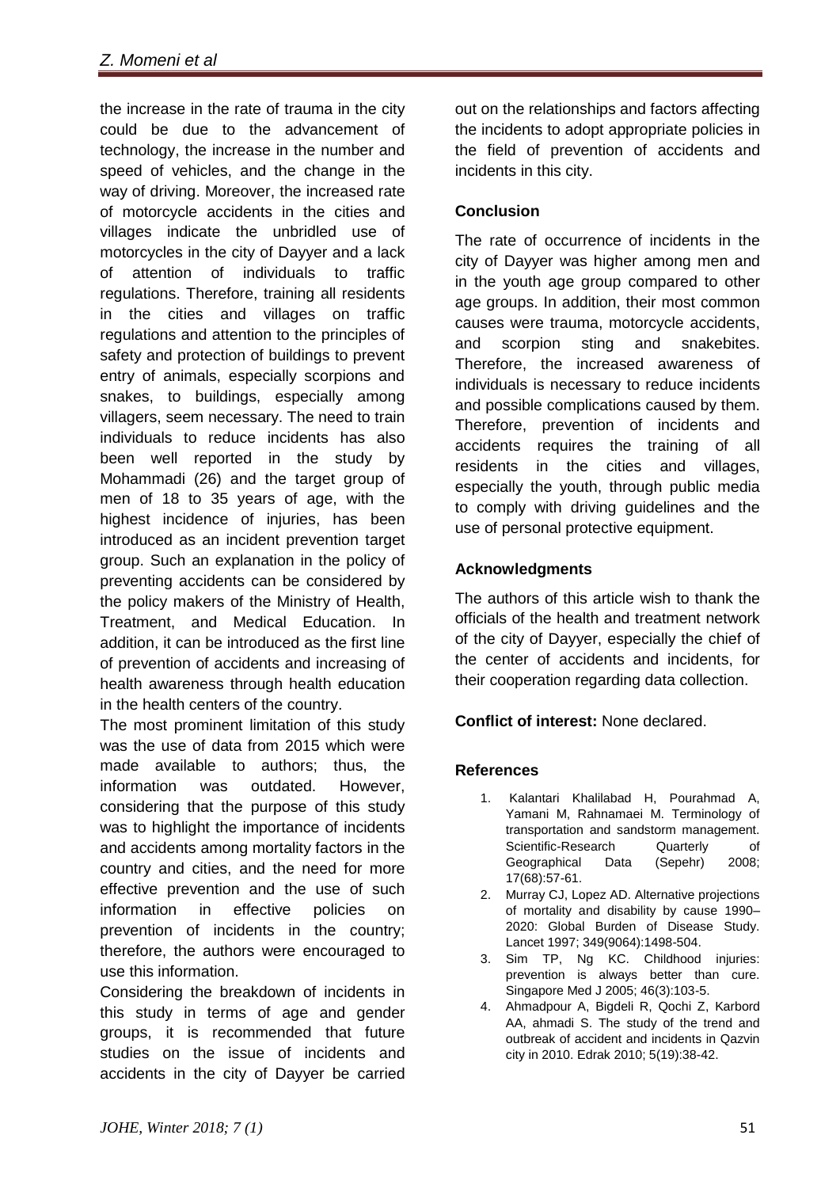the increase in the rate of trauma in the city could be due to the advancement of technology, the increase in the number and speed of vehicles, and the change in the way of driving. Moreover, the increased rate of motorcycle accidents in the cities and villages indicate the unbridled use of motorcycles in the city of Dayyer and a lack of attention of individuals to traffic regulations. Therefore, training all residents in the cities and villages on traffic regulations and attention to the principles of safety and protection of buildings to prevent entry of animals, especially scorpions and snakes, to buildings, especially among villagers, seem necessary. The need to train individuals to reduce incidents has also been well reported in the study by Mohammadi (26) and the target group of men of 18 to 35 years of age, with the highest incidence of injuries, has been introduced as an incident prevention target group. Such an explanation in the policy of preventing accidents can be considered by the policy makers of the Ministry of Health, Treatment, and Medical Education. In addition, it can be introduced as the first line of prevention of accidents and increasing of health awareness through health education in the health centers of the country.

The most prominent limitation of this study was the use of data from 2015 which were made available to authors; thus, the information was outdated. However, considering that the purpose of this study was to highlight the importance of incidents and accidents among mortality factors in the country and cities, and the need for more effective prevention and the use of such information in effective policies on prevention of incidents in the country; therefore, the authors were encouraged to use this information.

Considering the breakdown of incidents in this study in terms of age and gender groups, it is recommended that future studies on the issue of incidents and accidents in the city of Dayyer be carried out on the relationships and factors affecting the incidents to adopt appropriate policies in the field of prevention of accidents and incidents in this city.

## Conclusion

The rate of occurrence of incidents in the city of Dayyer was higher among men and in the youth age group compared to other age groups. In addition, their most common causes were trauma, motorcycle accidents, and scorpion sting and snakebites. Therefore, the increased awareness of individuals is necessary to reduce incidents and possible complications caused by them. Therefore, prevention of incidents and accidents requires the training of all residents in the cities and villages, especially the youth, through public media to comply with driving guidelines and the use of personal protective equipment.

## Acknowledgments

The authors of this article wish to thank the officials of the health and treatment network of the city of Dayyer, especially the chief of the center of accidents and incidents, for their cooperation regarding data collection.

**Conflict of interest:** None declared.

## References

1. Kalantari Khalilabad H, Pourahmad A, Yamani M, Rahnamaei M. Terminology of transportation and sandstorm management. Scientific-Research Quarterly of Geographical Data (Sepehr) 2008; 17(68):57-61.
2. Murray CJ, Lopez AD. Alternative projections of mortality and disability by cause 1990–2020: Global Burden of Disease Study. Lancet 1997; 349(9064):1498-504.
3. Sim TP, Ng KC. Childhood injuries: prevention is always better than cure. Singapore Med J 2005; 46(3):103-5.
4. Ahmadpour A, Bigdeli R, Qochi Z, Karbord AA, ahmadi S. The study of the trend and outbreak of accident and incidents in Qazvin city in 2010. Edrak 2010; 5(19):38-42.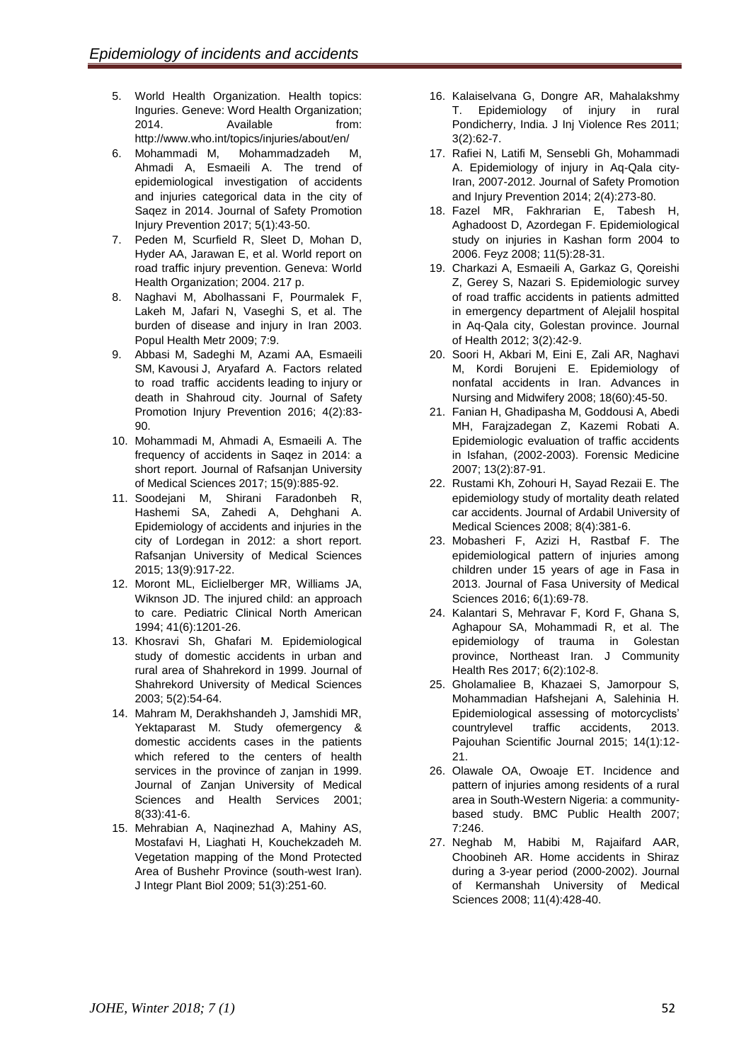5. World Health Organization. Health topics: Inguries. Geneve: Word Health Organization; 2014. Available from: http://www.who.int/topics/injuries/about/en/
6. Mohammadi M, Mohammadzadeh M, Ahmadi A, Esmaeili A. The trend of epidemiological investigation of accidents and injuries categorical data in the city of Saqez in 2014. Journal of Safety Promotion Injury Prevention 2017; 5(1):43-50.
7. Peden M, Scurfield R, Sleet D, Mohan D, Hyder AA, Jarawan E, et al. World report on road traffic injury prevention. Geneva: World Health Organization; 2004. 217 p.
8. Naghavi M, Abolhassani F, Pourmalek F, Lakeh M, Jafari N, Vaseghi S, et al. The burden of disease and injury in Iran 2003. Popul Health Metr 2009; 7:9.
9. Abbasi M, Sadeghi M, Azami AA, Esmaeili SM, Kavousi J, Aryafard A. Factors related to road traffic accidents leading to injury or death in Shahroud city. Journal of Safety Promotion Injury Prevention 2016; 4(2):83-90.
10. Mohammadi M, Ahmadi A, Esmaeili A. The frequency of accidents in Saqez in 2014: a short report. Journal of Rafsanjan University of Medical Sciences 2017; 15(9):885-92.
11. Soodejani M, Shirani Faradonbeh R, Hashemi SA, Zahedi A, Dehghani A. Epidemiology of accidents and injuries in the city of Lordegan in 2012: a short report. Rafsanjan University of Medical Sciences 2015; 13(9):917-22.
12. Moront ML, Eiclielberger MR, Williams JA, Wiknson JD. The injured child: an approach to care. Pediatric Clinical North American 1994; 41(6):1201-26.
13. Khosravi Sh, Ghafari M. Epidemiological study of domestic accidents in urban and rural area of Shahrekord in 1999. Journal of Shahrekord University of Medical Sciences 2003; 5(2):54-64.
14. Mahram M, Derakhshandeh J, Jamshidi MR, Yektaparast M. Study ofemergency & domestic accidents cases in the patients which refered to the centers of health services in the province of zanjan in 1999. Journal of Zanjan University of Medical Sciences and Health Services 2001; 8(33):41-6.
15. Mehrabian A, Naqinezhad A, Mahiny AS, Mostafavi H, Liaghati H, Kouchekzadeh M. Vegetation mapping of the Mond Protected Area of Bushehr Province (south-west Iran). J Integr Plant Biol 2009; 51(3):251-60.
16. Kalaiselvana G, Dongre AR, Mahalakshmy T. Epidemiology of injury in rural Pondicherry, India. J Inj Violence Res 2011; 3(2):62-7.
17. Rafiei N, Latifi M, Sensebli Gh, Mohammadi A. Epidemiology of injury in Aq-Qala city-Iran, 2007-2012. Journal of Safety Promotion and Injury Prevention 2014; 2(4):273-80.
18. Fazel MR, Fakhrarian E, Tabesh H, Aghadoost D, Azordegan F. Epidemiological study on injuries in Kashan form 2004 to 2006. Feyz 2008; 11(5):28-31.
19. Charkazi A, Esmaeili A, Garkaz G, Qoreishi Z, Gerey S, Nazari S. Epidemiologic survey of road traffic accidents in patients admitted in emergency department of Alejalil hospital in Aq-Qala city, Golestan province. Journal of Health 2012; 3(2):42-9.
20. Soori H, Akbari M, Eini E, Zali AR, Naghavi M, Kordi Borujeni E. Epidemiology of nonfatal accidents in Iran. Advances in Nursing and Midwifery 2008; 18(60):45-50.
21. Fanian H, Ghadipasha M, Goddousi A, Abedi MH, Farajzadegan Z, Kazemi Robati A. Epidemiologic evaluation of traffic accidents in Isfahan, (2002-2003). Forensic Medicine 2007; 13(2):87-91.
22. Rustami Kh, Zohouri H, Sayad Rezaii E. The epidemiology study of mortality death related car accidents. Journal of Ardabil University of Medical Sciences 2008; 8(4):381-6.
23. Mobasheri F, Azizi H, Rastbaf F. The epidemiological pattern of injuries among children under 15 years of age in Fasa in 2013. Journal of Fasa University of Medical Sciences 2016; 6(1):69-78.
24. Kalantari S, Mehravar F, Kord F, Ghana S, Aghapour SA, Mohammadi R, et al. The epidemiology of trauma in Golestan province, Northeast Iran. J Community Health Res 2017; 6(2):102-8.
25. Gholamaliee B, Khazaei S, Jamorpour S, Mohammadian Hafshejani A, Salehinia H. Epidemiological assessing of motorcyclists' countrylevel traffic accidents, 2013. Pajouhan Scientific Journal 2015; 14(1):12-21.
26. Olawale OA, Owoaje ET. Incidence and pattern of injuries among residents of a rural area in South-Western Nigeria: a community-based study. BMC Public Health 2007; 7:246.
27. Neghab M, Habibi M, Rajaifard AAR, Choobineh AR. Home accidents in Shiraz during a 3-year period (2000-2002). Journal of Kermanshah University of Medical Sciences 2008; 11(4):428-40.